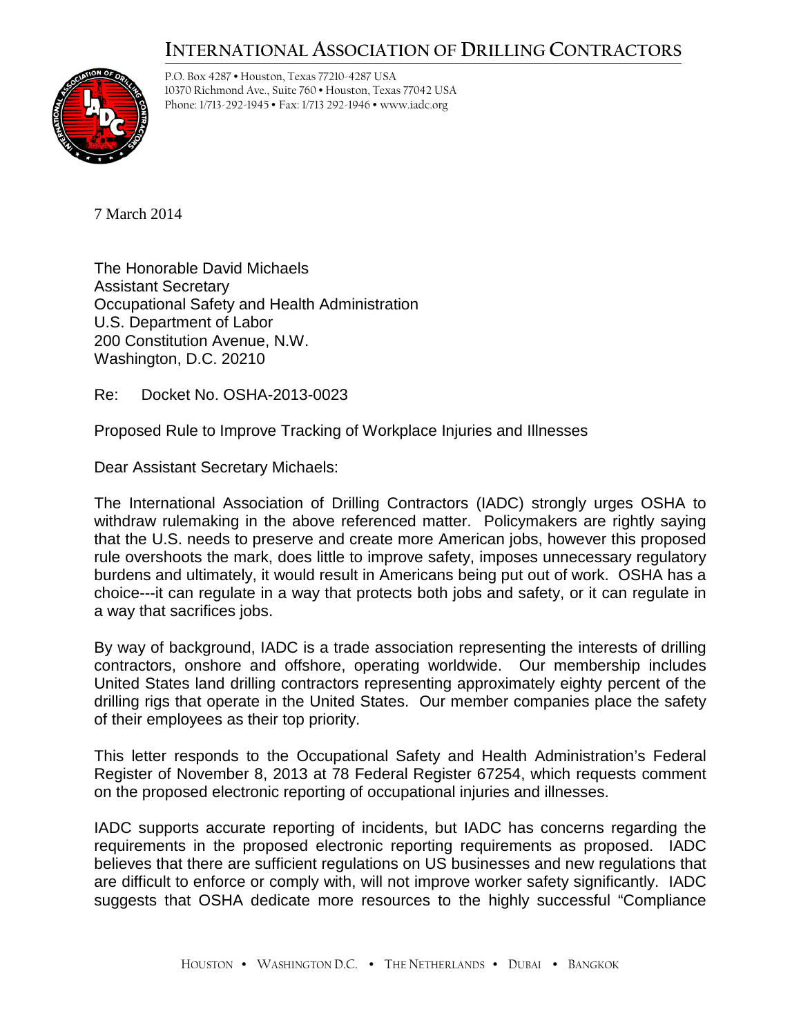# INTERNATIONAL ASSOCIATION OF DRILLING CONTRACTORS

P.O. Box 4287 • Houston, Texas 77210-4287 USA
10370 Richmond Ave., Suite 760 • Houston, Texas 77042 USA
Phone: 1/713-292-1945 • Fax: 1/713 292-1946 • www.iadc.org

7 March 2014

The Honorable David Michaels
Assistant Secretary
Occupational Safety and Health Administration
U.S. Department of Labor
200 Constitution Avenue, N.W.
Washington, D.C. 20210

Re: Docket No. OSHA-2013-0023

Proposed Rule to Improve Tracking of Workplace Injuries and Illnesses

Dear Assistant Secretary Michaels:

The International Association of Drilling Contractors (IADC) strongly urges OSHA to withdraw rulemaking in the above referenced matter. Policymakers are rightly saying that the U.S. needs to preserve and create more American jobs, however this proposed rule overshoots the mark, does little to improve safety, imposes unnecessary regulatory burdens and ultimately, it would result in Americans being put out of work. OSHA has a choice---it can regulate in a way that protects both jobs and safety, or it can regulate in a way that sacrifices jobs.

By way of background, IADC is a trade association representing the interests of drilling contractors, onshore and offshore, operating worldwide. Our membership includes United States land drilling contractors representing approximately eighty percent of the drilling rigs that operate in the United States. Our member companies place the safety of their employees as their top priority.

This letter responds to the Occupational Safety and Health Administration's Federal Register of November 8, 2013 at 78 Federal Register 67254, which requests comment on the proposed electronic reporting of occupational injuries and illnesses.

IADC supports accurate reporting of incidents, but IADC has concerns regarding the requirements in the proposed electronic reporting requirements as proposed. IADC believes that there are sufficient regulations on US businesses and new regulations that are difficult to enforce or comply with, will not improve worker safety significantly. IADC suggests that OSHA dedicate more resources to the highly successful "Compliance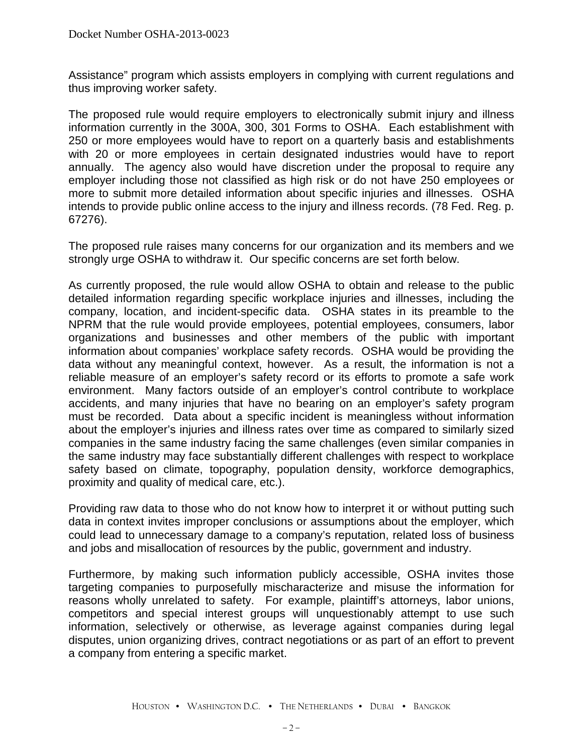Assistance" program which assists employers in complying with current regulations and thus improving worker safety.

The proposed rule would require employers to electronically submit injury and illness information currently in the 300A, 300, 301 Forms to OSHA. Each establishment with 250 or more employees would have to report on a quarterly basis and establishments with 20 or more employees in certain designated industries would have to report annually. The agency also would have discretion under the proposal to require any employer including those not classified as high risk or do not have 250 employees or more to submit more detailed information about specific injuries and illnesses. OSHA intends to provide public online access to the injury and illness records. (78 Fed. Reg. p. 67276).

The proposed rule raises many concerns for our organization and its members and we strongly urge OSHA to withdraw it. Our specific concerns are set forth below.

As currently proposed, the rule would allow OSHA to obtain and release to the public detailed information regarding specific workplace injuries and illnesses, including the company, location, and incident-specific data. OSHA states in its preamble to the NPRM that the rule would provide employees, potential employees, consumers, labor organizations and businesses and other members of the public with important information about companies' workplace safety records. OSHA would be providing the data without any meaningful context, however. As a result, the information is not a reliable measure of an employer's safety record or its efforts to promote a safe work environment. Many factors outside of an employer's control contribute to workplace accidents, and many injuries that have no bearing on an employer's safety program must be recorded. Data about a specific incident is meaningless without information about the employer's injuries and illness rates over time as compared to similarly sized companies in the same industry facing the same challenges (even similar companies in the same industry may face substantially different challenges with respect to workplace safety based on climate, topography, population density, workforce demographics, proximity and quality of medical care, etc.).

Providing raw data to those who do not know how to interpret it or without putting such data in context invites improper conclusions or assumptions about the employer, which could lead to unnecessary damage to a company's reputation, related loss of business and jobs and misallocation of resources by the public, government and industry.

Furthermore, by making such information publicly accessible, OSHA invites those targeting companies to purposefully mischaracterize and misuse the information for reasons wholly unrelated to safety. For example, plaintiff's attorneys, labor unions, competitors and special interest groups will unquestionably attempt to use such information, selectively or otherwise, as leverage against companies during legal disputes, union organizing drives, contract negotiations or as part of an effort to prevent a company from entering a specific market.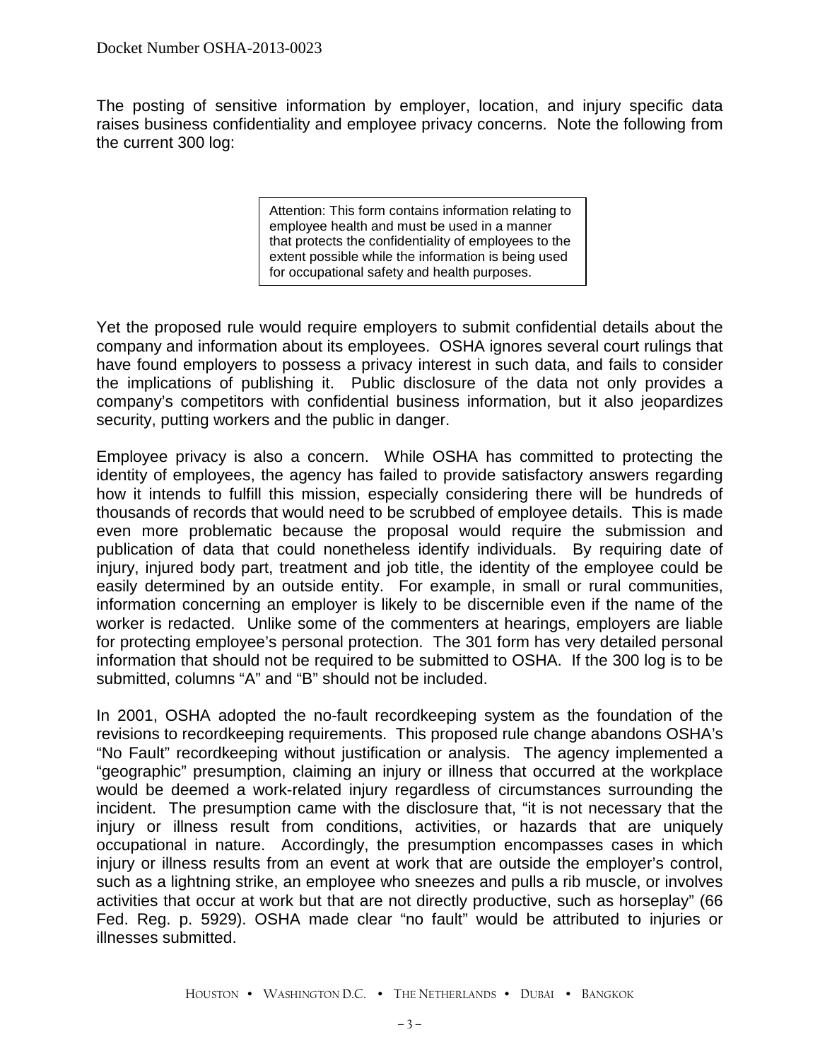The posting of sensitive information by employer, location, and injury specific data raises business confidentiality and employee privacy concerns. Note the following from the current 300 log:

> Attention: This form contains information relating to employee health and must be used in a manner that protects the confidentiality of employees to the extent possible while the information is being used for occupational safety and health purposes.

Yet the proposed rule would require employers to submit confidential details about the company and information about its employees. OSHA ignores several court rulings that have found employers to possess a privacy interest in such data, and fails to consider the implications of publishing it. Public disclosure of the data not only provides a company's competitors with confidential business information, but it also jeopardizes security, putting workers and the public in danger.

Employee privacy is also a concern. While OSHA has committed to protecting the identity of employees, the agency has failed to provide satisfactory answers regarding how it intends to fulfill this mission, especially considering there will be hundreds of thousands of records that would need to be scrubbed of employee details. This is made even more problematic because the proposal would require the submission and publication of data that could nonetheless identify individuals. By requiring date of injury, injured body part, treatment and job title, the identity of the employee could be easily determined by an outside entity. For example, in small or rural communities, information concerning an employer is likely to be discernible even if the name of the worker is redacted. Unlike some of the commenters at hearings, employers are liable for protecting employee's personal protection. The 301 form has very detailed personal information that should not be required to be submitted to OSHA. If the 300 log is to be submitted, columns "A" and "B" should not be included.

In 2001, OSHA adopted the no-fault recordkeeping system as the foundation of the revisions to recordkeeping requirements. This proposed rule change abandons OSHA's "No Fault" recordkeeping without justification or analysis. The agency implemented a "geographic" presumption, claiming an injury or illness that occurred at the workplace would be deemed a work-related injury regardless of circumstances surrounding the incident. The presumption came with the disclosure that, "it is not necessary that the injury or illness result from conditions, activities, or hazards that are uniquely occupational in nature. Accordingly, the presumption encompasses cases in which injury or illness results from an event at work that are outside the employer's control, such as a lightning strike, an employee who sneezes and pulls a rib muscle, or involves activities that occur at work but that are not directly productive, such as horseplay" (66 Fed. Reg. p. 5929). OSHA made clear "no fault" would be attributed to injuries or illnesses submitted.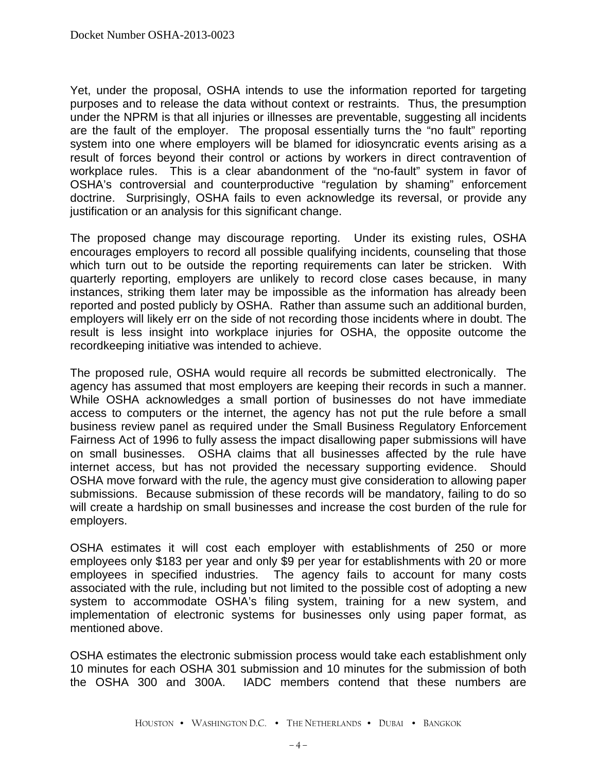Yet, under the proposal, OSHA intends to use the information reported for targeting purposes and to release the data without context or restraints. Thus, the presumption under the NPRM is that all injuries or illnesses are preventable, suggesting all incidents are the fault of the employer. The proposal essentially turns the "no fault" reporting system into one where employers will be blamed for idiosyncratic events arising as a result of forces beyond their control or actions by workers in direct contravention of workplace rules. This is a clear abandonment of the "no-fault" system in favor of OSHA's controversial and counterproductive "regulation by shaming" enforcement doctrine. Surprisingly, OSHA fails to even acknowledge its reversal, or provide any justification or an analysis for this significant change.

The proposed change may discourage reporting. Under its existing rules, OSHA encourages employers to record all possible qualifying incidents, counseling that those which turn out to be outside the reporting requirements can later be stricken. With quarterly reporting, employers are unlikely to record close cases because, in many instances, striking them later may be impossible as the information has already been reported and posted publicly by OSHA. Rather than assume such an additional burden, employers will likely err on the side of not recording those incidents where in doubt. The result is less insight into workplace injuries for OSHA, the opposite outcome the recordkeeping initiative was intended to achieve.

The proposed rule, OSHA would require all records be submitted electronically. The agency has assumed that most employers are keeping their records in such a manner. While OSHA acknowledges a small portion of businesses do not have immediate access to computers or the internet, the agency has not put the rule before a small business review panel as required under the Small Business Regulatory Enforcement Fairness Act of 1996 to fully assess the impact disallowing paper submissions will have on small businesses. OSHA claims that all businesses affected by the rule have internet access, but has not provided the necessary supporting evidence. Should OSHA move forward with the rule, the agency must give consideration to allowing paper submissions. Because submission of these records will be mandatory, failing to do so will create a hardship on small businesses and increase the cost burden of the rule for employers.

OSHA estimates it will cost each employer with establishments of 250 or more employees only $183 per year and only $9 per year for establishments with 20 or more employees in specified industries. The agency fails to account for many costs associated with the rule, including but not limited to the possible cost of adopting a new system to accommodate OSHA's filing system, training for a new system, and implementation of electronic systems for businesses only using paper format, as mentioned above.

OSHA estimates the electronic submission process would take each establishment only 10 minutes for each OSHA 301 submission and 10 minutes for the submission of both the OSHA 300 and 300A. IADC members contend that these numbers are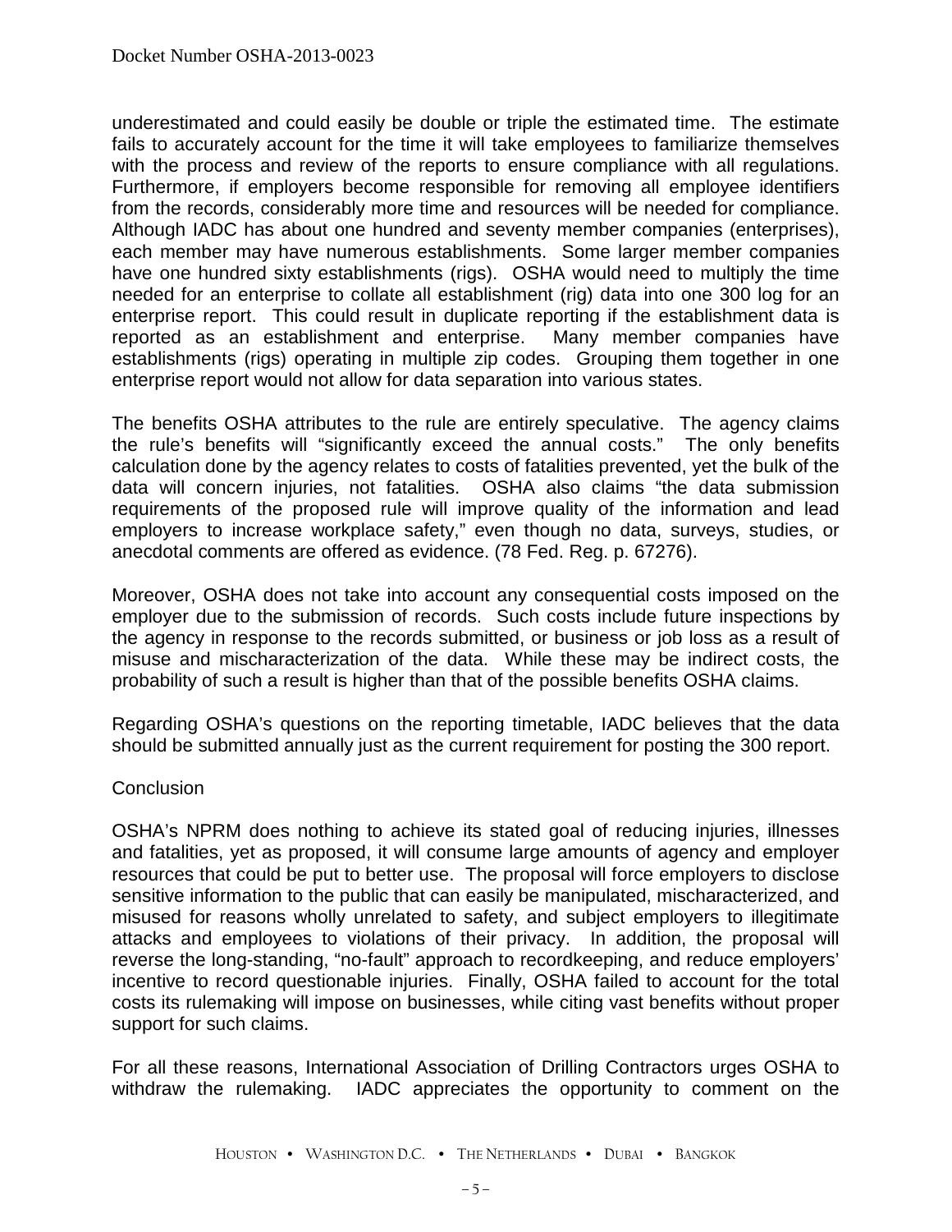underestimated and could easily be double or triple the estimated time. The estimate fails to accurately account for the time it will take employees to familiarize themselves with the process and review of the reports to ensure compliance with all regulations. Furthermore, if employers become responsible for removing all employee identifiers from the records, considerably more time and resources will be needed for compliance. Although IADC has about one hundred and seventy member companies (enterprises), each member may have numerous establishments. Some larger member companies have one hundred sixty establishments (rigs). OSHA would need to multiply the time needed for an enterprise to collate all establishment (rig) data into one 300 log for an enterprise report. This could result in duplicate reporting if the establishment data is reported as an establishment and enterprise. Many member companies have establishments (rigs) operating in multiple zip codes. Grouping them together in one enterprise report would not allow for data separation into various states.

The benefits OSHA attributes to the rule are entirely speculative. The agency claims the rule's benefits will "significantly exceed the annual costs." The only benefits calculation done by the agency relates to costs of fatalities prevented, yet the bulk of the data will concern injuries, not fatalities. OSHA also claims "the data submission requirements of the proposed rule will improve quality of the information and lead employers to increase workplace safety," even though no data, surveys, studies, or anecdotal comments are offered as evidence. (78 Fed. Reg. p. 67276).

Moreover, OSHA does not take into account any consequential costs imposed on the employer due to the submission of records. Such costs include future inspections by the agency in response to the records submitted, or business or job loss as a result of misuse and mischaracterization of the data. While these may be indirect costs, the probability of such a result is higher than that of the possible benefits OSHA claims.

Regarding OSHA's questions on the reporting timetable, IADC believes that the data should be submitted annually just as the current requirement for posting the 300 report.

## Conclusion

OSHA's NPRM does nothing to achieve its stated goal of reducing injuries, illnesses and fatalities, yet as proposed, it will consume large amounts of agency and employer resources that could be put to better use. The proposal will force employers to disclose sensitive information to the public that can easily be manipulated, mischaracterized, and misused for reasons wholly unrelated to safety, and subject employers to illegitimate attacks and employees to violations of their privacy. In addition, the proposal will reverse the long-standing, "no-fault" approach to recordkeeping, and reduce employers' incentive to record questionable injuries. Finally, OSHA failed to account for the total costs its rulemaking will impose on businesses, while citing vast benefits without proper support for such claims.

For all these reasons, International Association of Drilling Contractors urges OSHA to withdraw the rulemaking. IADC appreciates the opportunity to comment on the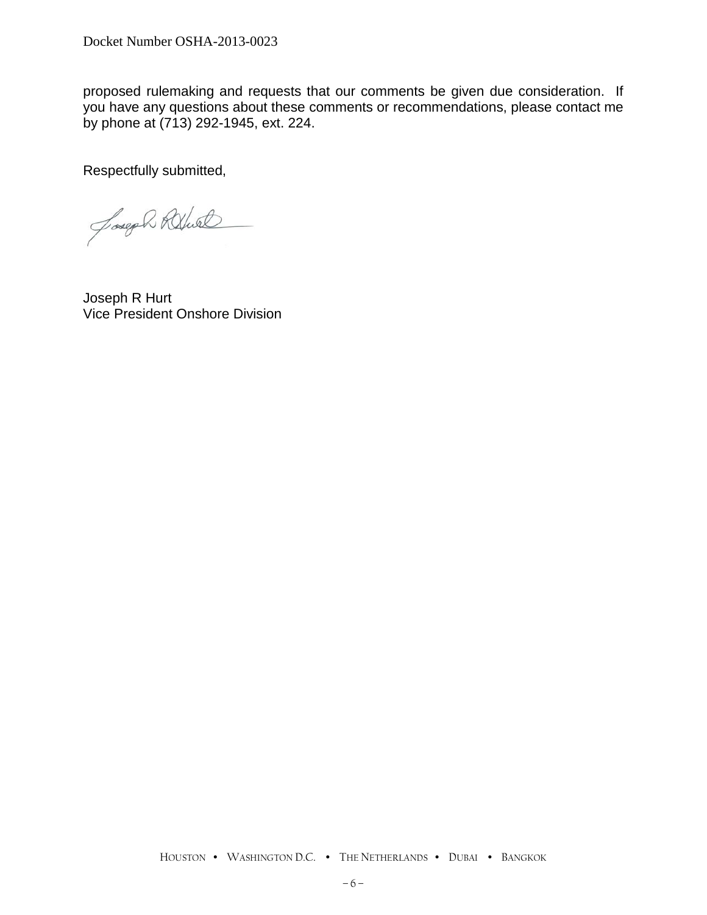proposed rulemaking and requests that our comments be given due consideration. If you have any questions about these comments or recommendations, please contact me by phone at (713) 292-1945, ext. 224.

Respectfully submitted,

Joseph R Hurt
Vice President Onshore Division

HOUSTON • WASHINGTON D.C. • THE NETHERLANDS • DUBAI • BANGKOK